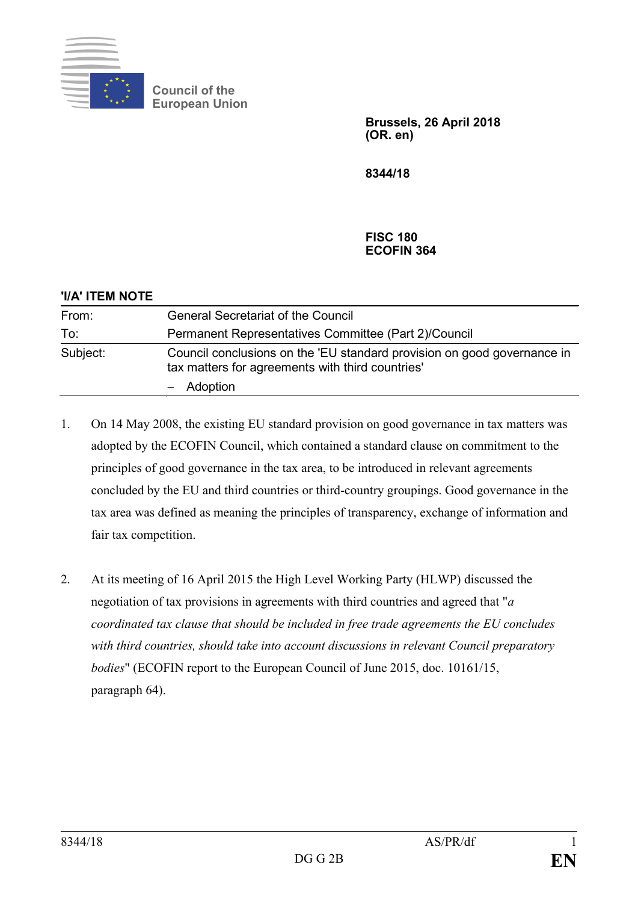Council of the European Union

**Brussels, 26 April 2018**
**(OR. en)**

**8344/18**

**FISC 180**
**ECOFIN 364**

**'I/A' ITEM NOTE**

| | |
|---|---|
| From: | General Secretariat of the Council |
| To: | Permanent Representatives Committee (Part 2)/Council |
| Subject: | Council conclusions on the 'EU standard provision on good governance in tax matters for agreements with third countries' <br> – Adoption |

1. On 14 May 2008, the existing EU standard provision on good governance in tax matters was adopted by the ECOFIN Council, which contained a standard clause on commitment to the principles of good governance in the tax area, to be introduced in relevant agreements concluded by the EU and third countries or third-country groupings. Good governance in the tax area was defined as meaning the principles of transparency, exchange of information and fair tax competition.

2. At its meeting of 16 April 2015 the High Level Working Party (HLWP) discussed the negotiation of tax provisions in agreements with third countries and agreed that "*a coordinated tax clause that should be included in free trade agreements the EU concludes with third countries, should take into account discussions in relevant Council preparatory bodies*" (ECOFIN report to the European Council of June 2015, doc. 10161/15, paragraph 64).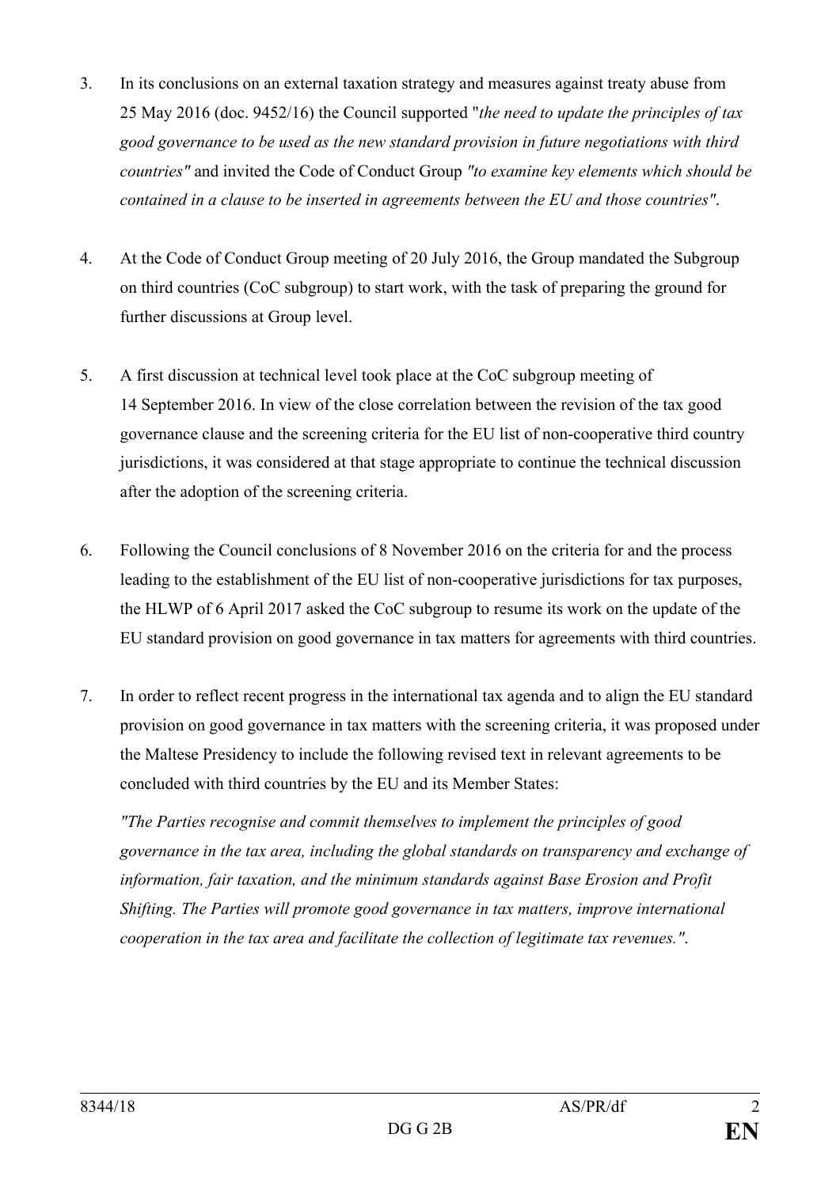3. In its conclusions on an external taxation strategy and measures against treaty abuse from 25 May 2016 (doc. 9452/16) the Council supported "*the need to update the principles of tax good governance to be used as the new standard provision in future negotiations with third countries"* and invited the Code of Conduct Group *"to examine key elements which should be contained in a clause to be inserted in agreements between the EU and those countries"*.

4. At the Code of Conduct Group meeting of 20 July 2016, the Group mandated the Subgroup on third countries (CoC subgroup) to start work, with the task of preparing the ground for further discussions at Group level.

5. A first discussion at technical level took place at the CoC subgroup meeting of 14 September 2016. In view of the close correlation between the revision of the tax good governance clause and the screening criteria for the EU list of non-cooperative third country jurisdictions, it was considered at that stage appropriate to continue the technical discussion after the adoption of the screening criteria.

6. Following the Council conclusions of 8 November 2016 on the criteria for and the process leading to the establishment of the EU list of non-cooperative jurisdictions for tax purposes, the HLWP of 6 April 2017 asked the CoC subgroup to resume its work on the update of the EU standard provision on good governance in tax matters for agreements with third countries.

7. In order to reflect recent progress in the international tax agenda and to align the EU standard provision on good governance in tax matters with the screening criteria, it was proposed under the Maltese Presidency to include the following revised text in relevant agreements to be concluded with third countries by the EU and its Member States:

   *"The Parties recognise and commit themselves to implement the principles of good governance in the tax area, including the global standards on transparency and exchange of information, fair taxation, and the minimum standards against Base Erosion and Profit Shifting. The Parties will promote good governance in tax matters, improve international cooperation in the tax area and facilitate the collection of legitimate tax revenues."*.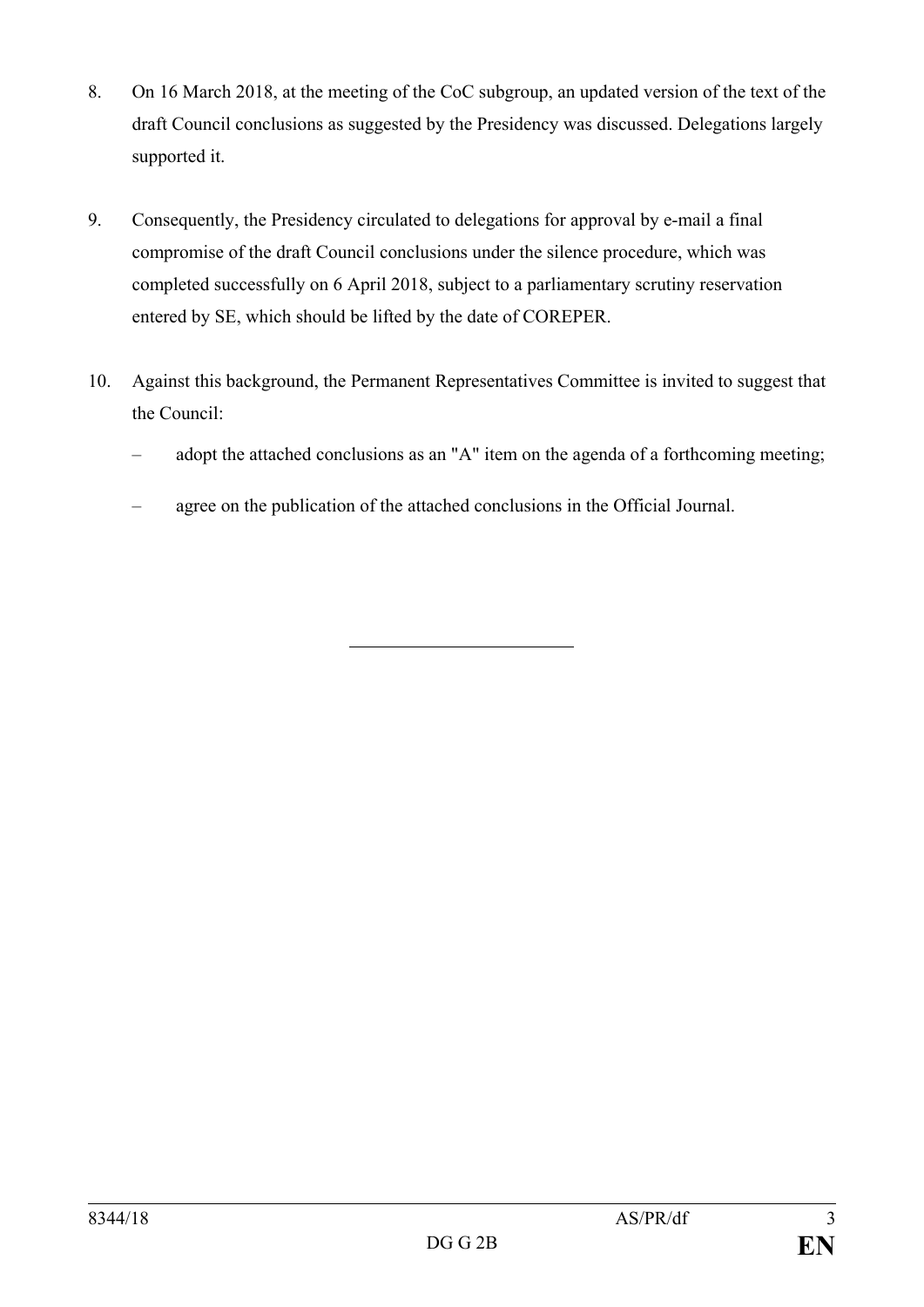8. On 16 March 2018, at the meeting of the CoC subgroup, an updated version of the text of the draft Council conclusions as suggested by the Presidency was discussed. Delegations largely supported it.

9. Consequently, the Presidency circulated to delegations for approval by e-mail a final compromise of the draft Council conclusions under the silence procedure, which was completed successfully on 6 April 2018, subject to a parliamentary scrutiny reservation entered by SE, which should be lifted by the date of COREPER.

10. Against this background, the Permanent Representatives Committee is invited to suggest that the Council:

    – adopt the attached conclusions as an "A" item on the agenda of a forthcoming meeting;

    – agree on the publication of the attached conclusions in the Official Journal.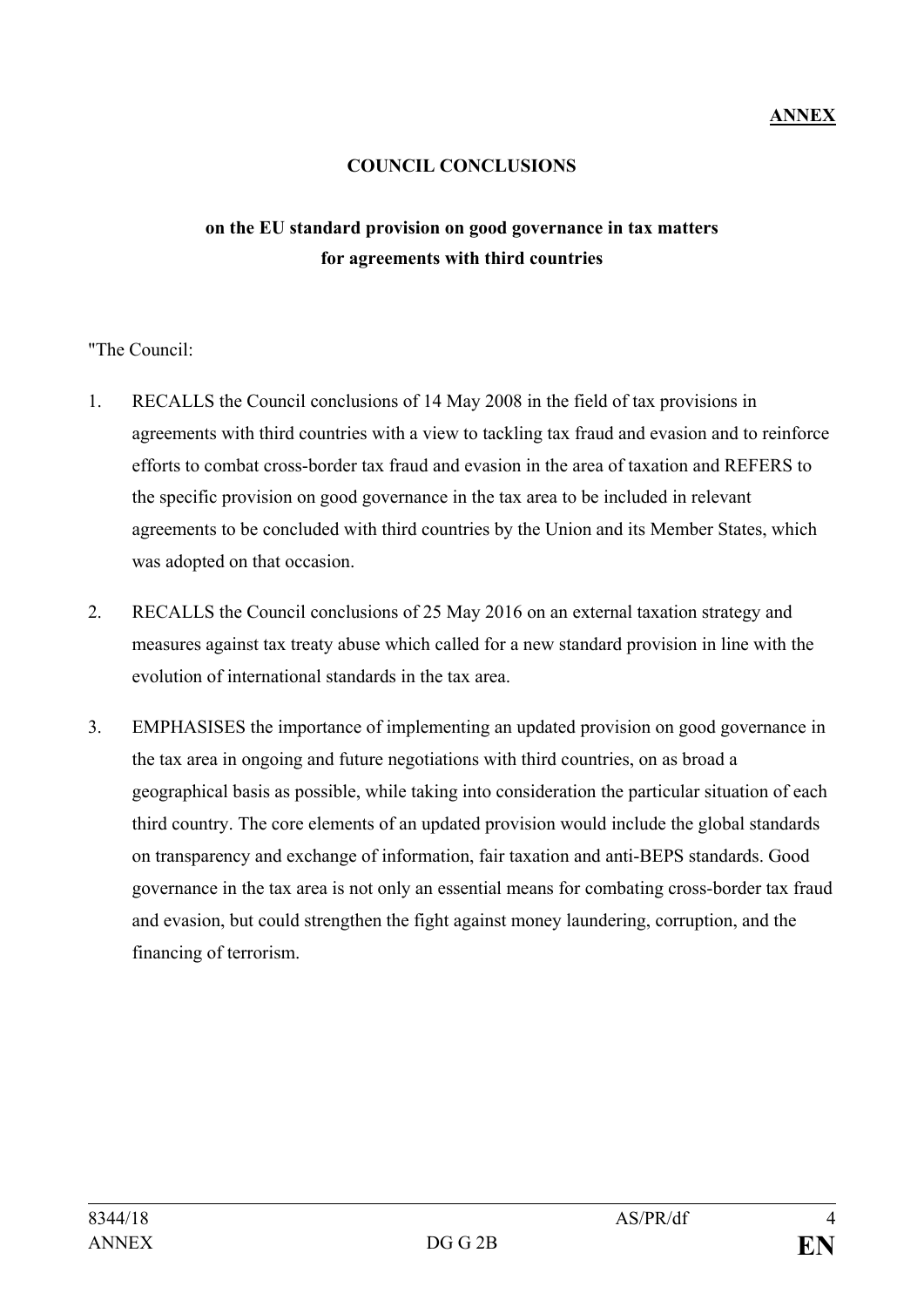**ANNEX**

**COUNCIL CONCLUSIONS**

**on the EU standard provision on good governance in tax matters for agreements with third countries**

"The Council:

1. RECALLS the Council conclusions of 14 May 2008 in the field of tax provisions in agreements with third countries with a view to tackling tax fraud and evasion and to reinforce efforts to combat cross-border tax fraud and evasion in the area of taxation and REFERS to the specific provision on good governance in the tax area to be included in relevant agreements to be concluded with third countries by the Union and its Member States, which was adopted on that occasion.

2. RECALLS the Council conclusions of 25 May 2016 on an external taxation strategy and measures against tax treaty abuse which called for a new standard provision in line with the evolution of international standards in the tax area.

3. EMPHASISES the importance of implementing an updated provision on good governance in the tax area in ongoing and future negotiations with third countries, on as broad a geographical basis as possible, while taking into consideration the particular situation of each third country. The core elements of an updated provision would include the global standards on transparency and exchange of information, fair taxation and anti-BEPS standards. Good governance in the tax area is not only an essential means for combating cross-border tax fraud and evasion, but could strengthen the fight against money laundering, corruption, and the financing of terrorism.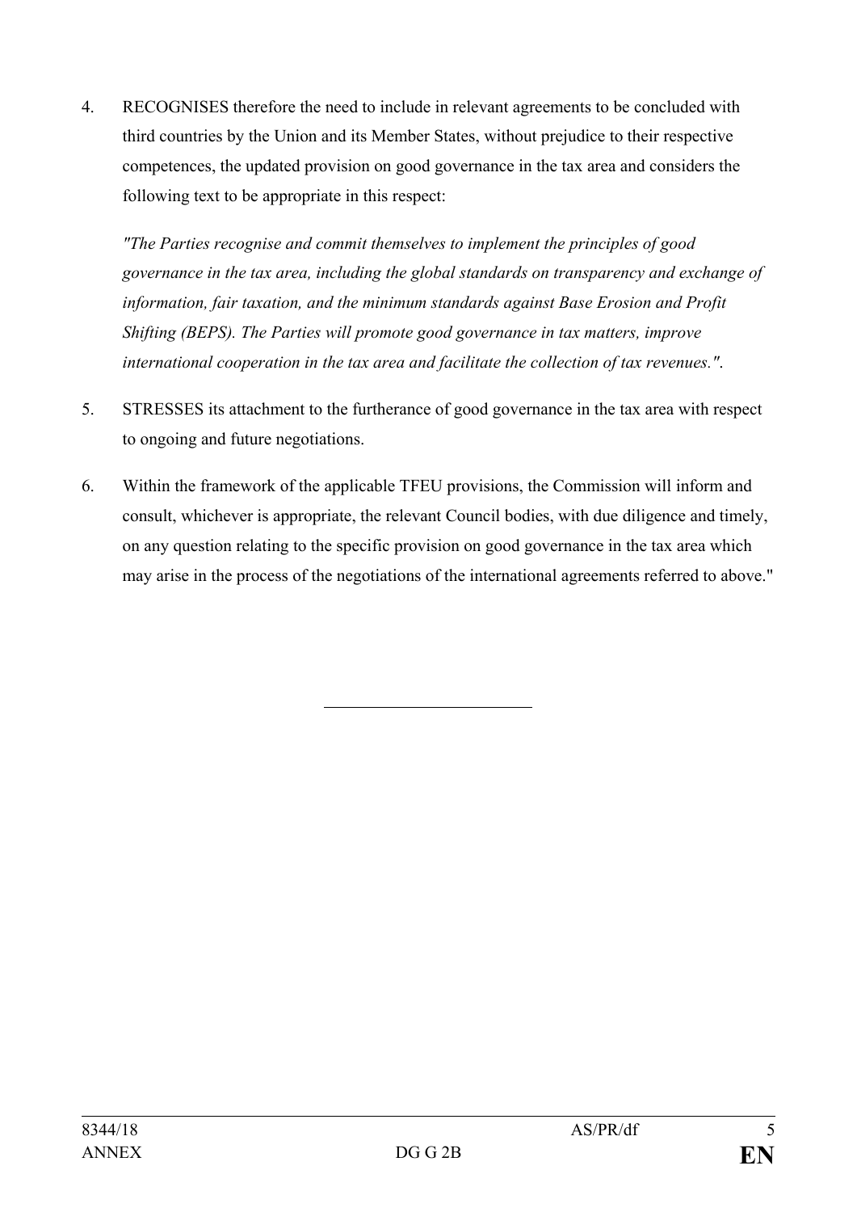4. RECOGNISES therefore the need to include in relevant agreements to be concluded with third countries by the Union and its Member States, without prejudice to their respective competences, the updated provision on good governance in the tax area and considers the following text to be appropriate in this respect:

   *"The Parties recognise and commit themselves to implement the principles of good governance in the tax area, including the global standards on transparency and exchange of information, fair taxation, and the minimum standards against Base Erosion and Profit Shifting (BEPS). The Parties will promote good governance in tax matters, improve international cooperation in the tax area and facilitate the collection of tax revenues.".*

5. STRESSES its attachment to the furtherance of good governance in the tax area with respect to ongoing and future negotiations.

6. Within the framework of the applicable TFEU provisions, the Commission will inform and consult, whichever is appropriate, the relevant Council bodies, with due diligence and timely, on any question relating to the specific provision on good governance in the tax area which may arise in the process of the negotiations of the international agreements referred to above."